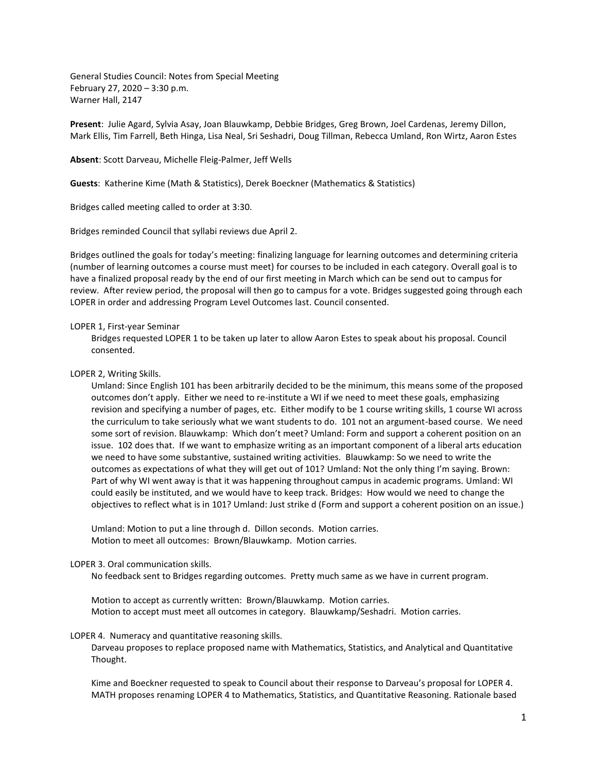General Studies Council: Notes from Special Meeting
February 27, 2020 – 3:30 p.m.
Warner Hall, 2147

**Present**: Julie Agard, Sylvia Asay, Joan Blauwkamp, Debbie Bridges, Greg Brown, Joel Cardenas, Jeremy Dillon, Mark Ellis, Tim Farrell, Beth Hinga, Lisa Neal, Sri Seshadri, Doug Tillman, Rebecca Umland, Ron Wirtz, Aaron Estes

**Absent**: Scott Darveau, Michelle Fleig-Palmer, Jeff Wells

**Guests**: Katherine Kime (Math & Statistics), Derek Boeckner (Mathematics & Statistics)

Bridges called meeting called to order at 3:30.

Bridges reminded Council that syllabi reviews due April 2.

Bridges outlined the goals for today's meeting: finalizing language for learning outcomes and determining criteria (number of learning outcomes a course must meet) for courses to be included in each category. Overall goal is to have a finalized proposal ready by the end of our first meeting in March which can be send out to campus for review. After review period, the proposal will then go to campus for a vote. Bridges suggested going through each LOPER in order and addressing Program Level Outcomes last. Council consented.

LOPER 1, First-year Seminar

Bridges requested LOPER 1 to be taken up later to allow Aaron Estes to speak about his proposal. Council consented.

LOPER 2, Writing Skills.

Umland: Since English 101 has been arbitrarily decided to be the minimum, this means some of the proposed outcomes don't apply. Either we need to re-institute a WI if we need to meet these goals, emphasizing revision and specifying a number of pages, etc. Either modify to be 1 course writing skills, 1 course WI across the curriculum to take seriously what we want students to do. 101 not an argument-based course. We need some sort of revision. Blauwkamp: Which don't meet? Umland: Form and support a coherent position on an issue. 102 does that. If we want to emphasize writing as an important component of a liberal arts education we need to have some substantive, sustained writing activities. Blauwkamp: So we need to write the outcomes as expectations of what they will get out of 101? Umland: Not the only thing I'm saying. Brown: Part of why WI went away is that it was happening throughout campus in academic programs. Umland: WI could easily be instituted, and we would have to keep track. Bridges: How would we need to change the objectives to reflect what is in 101? Umland: Just strike d (Form and support a coherent position on an issue.)

Umland: Motion to put a line through d. Dillon seconds. Motion carries.
Motion to meet all outcomes: Brown/Blauwkamp. Motion carries.

LOPER 3. Oral communication skills.

No feedback sent to Bridges regarding outcomes. Pretty much same as we have in current program.

Motion to accept as currently written: Brown/Blauwkamp. Motion carries.
Motion to accept must meet all outcomes in category. Blauwkamp/Seshadri. Motion carries.

LOPER 4. Numeracy and quantitative reasoning skills.

Darveau proposes to replace proposed name with Mathematics, Statistics, and Analytical and Quantitative Thought.

Kime and Boeckner requested to speak to Council about their response to Darveau's proposal for LOPER 4. MATH proposes renaming LOPER 4 to Mathematics, Statistics, and Quantitative Reasoning. Rationale based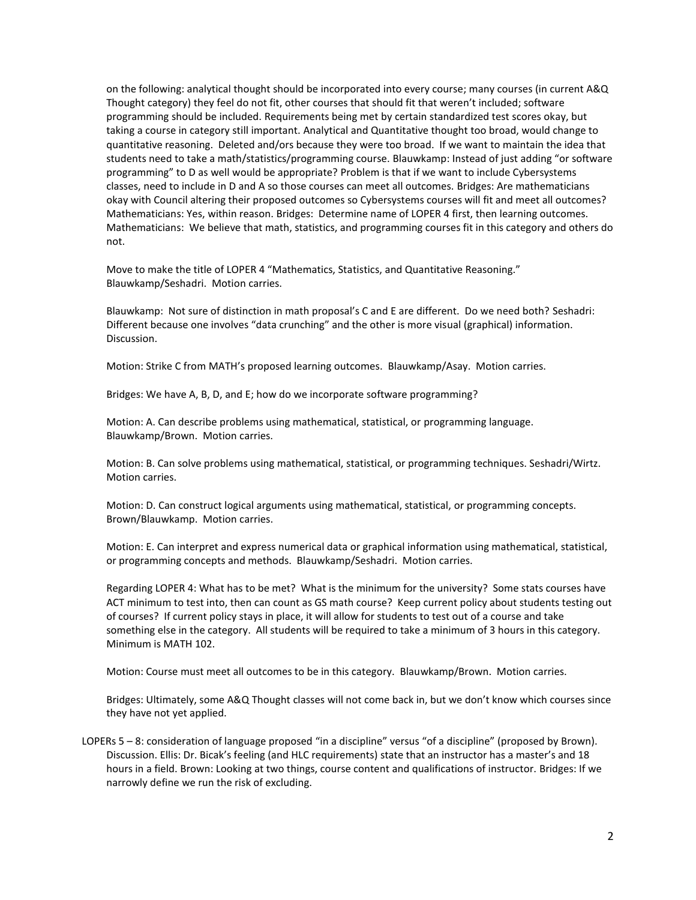on the following: analytical thought should be incorporated into every course; many courses (in current A&Q Thought category) they feel do not fit, other courses that should fit that weren't included; software programming should be included. Requirements being met by certain standardized test scores okay, but taking a course in category still important. Analytical and Quantitative thought too broad, would change to quantitative reasoning. Deleted and/ors because they were too broad. If we want to maintain the idea that students need to take a math/statistics/programming course. Blauwkamp: Instead of just adding "or software programming" to D as well would be appropriate? Problem is that if we want to include Cybersystems classes, need to include in D and A so those courses can meet all outcomes. Bridges: Are mathematicians okay with Council altering their proposed outcomes so Cybersystems courses will fit and meet all outcomes? Mathematicians: Yes, within reason. Bridges: Determine name of LOPER 4 first, then learning outcomes. Mathematicians: We believe that math, statistics, and programming courses fit in this category and others do not.

Move to make the title of LOPER 4 "Mathematics, Statistics, and Quantitative Reasoning." Blauwkamp/Seshadri. Motion carries.

Blauwkamp: Not sure of distinction in math proposal's C and E are different. Do we need both? Seshadri: Different because one involves "data crunching" and the other is more visual (graphical) information. Discussion.

Motion: Strike C from MATH's proposed learning outcomes. Blauwkamp/Asay. Motion carries.

Bridges: We have A, B, D, and E; how do we incorporate software programming?

Motion: A. Can describe problems using mathematical, statistical, or programming language. Blauwkamp/Brown. Motion carries.

Motion: B. Can solve problems using mathematical, statistical, or programming techniques. Seshadri/Wirtz. Motion carries.

Motion: D. Can construct logical arguments using mathematical, statistical, or programming concepts. Brown/Blauwkamp. Motion carries.

Motion: E. Can interpret and express numerical data or graphical information using mathematical, statistical, or programming concepts and methods. Blauwkamp/Seshadri. Motion carries.

Regarding LOPER 4: What has to be met? What is the minimum for the university? Some stats courses have ACT minimum to test into, then can count as GS math course? Keep current policy about students testing out of courses? If current policy stays in place, it will allow for students to test out of a course and take something else in the category. All students will be required to take a minimum of 3 hours in this category. Minimum is MATH 102.

Motion: Course must meet all outcomes to be in this category. Blauwkamp/Brown. Motion carries.

Bridges: Ultimately, some A&Q Thought classes will not come back in, but we don't know which courses since they have not yet applied.

LOPERs 5 – 8: consideration of language proposed "in a discipline" versus "of a discipline" (proposed by Brown). Discussion. Ellis: Dr. Bicak's feeling (and HLC requirements) state that an instructor has a master's and 18 hours in a field. Brown: Looking at two things, course content and qualifications of instructor. Bridges: If we narrowly define we run the risk of excluding.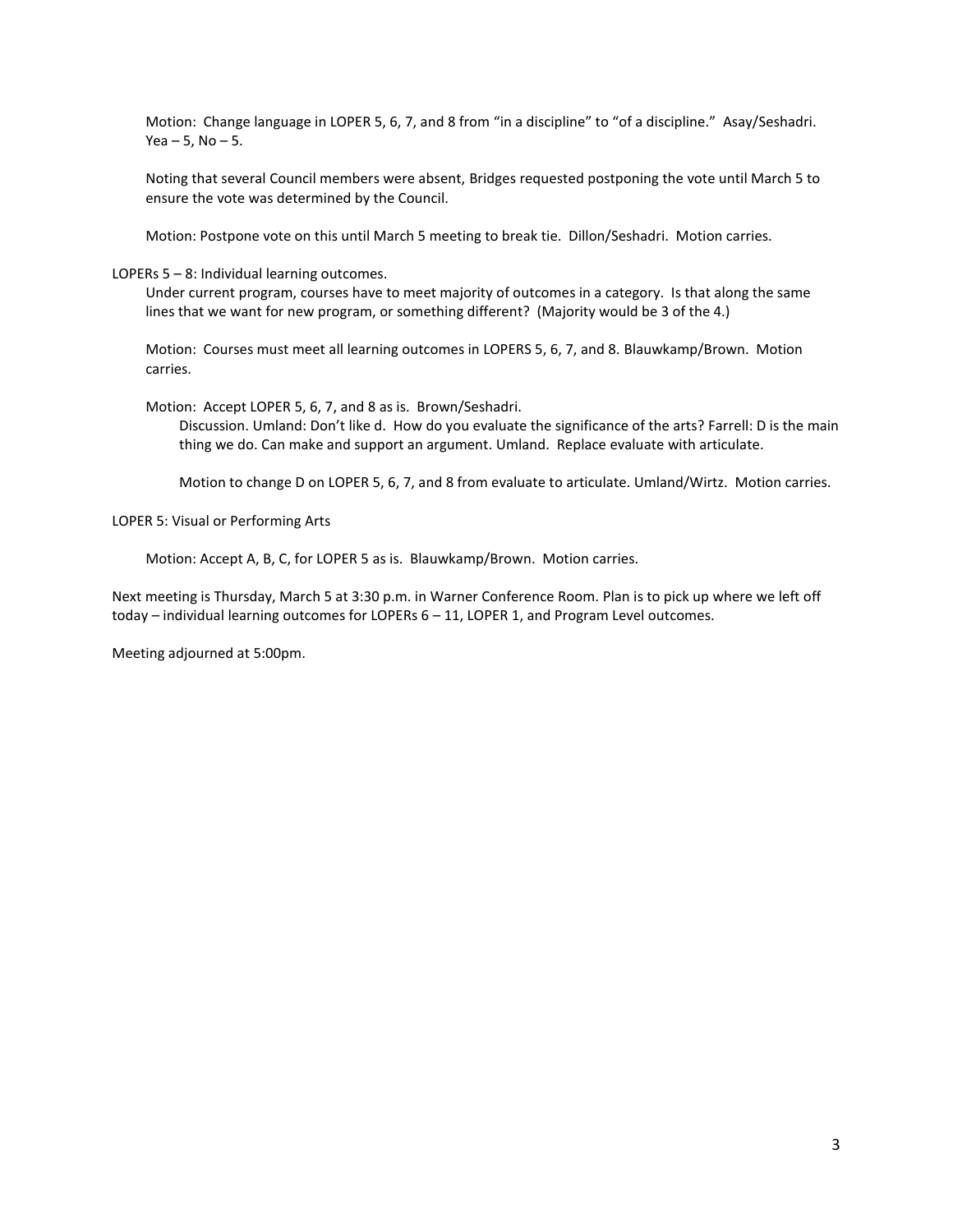Motion: Change language in LOPER 5, 6, 7, and 8 from "in a discipline" to "of a discipline." Asay/Seshadri. Yea – 5, No – 5.

Noting that several Council members were absent, Bridges requested postponing the vote until March 5 to ensure the vote was determined by the Council.

Motion: Postpone vote on this until March 5 meeting to break tie. Dillon/Seshadri. Motion carries.

LOPERs 5 – 8: Individual learning outcomes.

Under current program, courses have to meet majority of outcomes in a category. Is that along the same lines that we want for new program, or something different? (Majority would be 3 of the 4.)

Motion: Courses must meet all learning outcomes in LOPERS 5, 6, 7, and 8. Blauwkamp/Brown. Motion carries.

Motion: Accept LOPER 5, 6, 7, and 8 as is. Brown/Seshadri.

Discussion. Umland: Don't like d. How do you evaluate the significance of the arts? Farrell: D is the main thing we do. Can make and support an argument. Umland. Replace evaluate with articulate.

Motion to change D on LOPER 5, 6, 7, and 8 from evaluate to articulate. Umland/Wirtz. Motion carries.

LOPER 5: Visual or Performing Arts

Motion: Accept A, B, C, for LOPER 5 as is. Blauwkamp/Brown. Motion carries.

Next meeting is Thursday, March 5 at 3:30 p.m. in Warner Conference Room. Plan is to pick up where we left off today – individual learning outcomes for LOPERs 6 – 11, LOPER 1, and Program Level outcomes.

Meeting adjourned at 5:00pm.